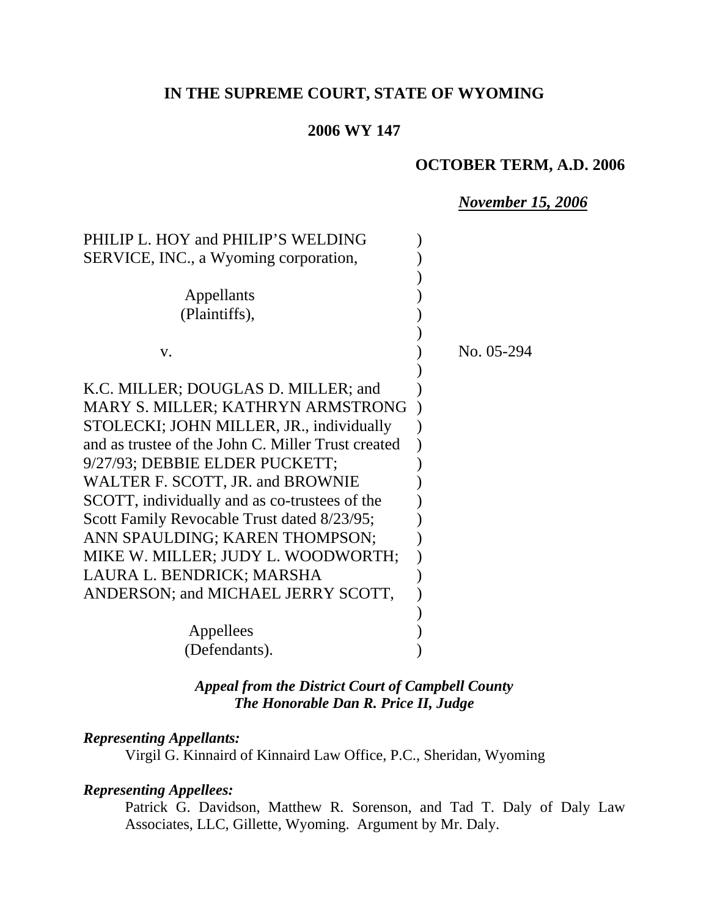**IN THE SUPREME COURT, STATE OF WYOMING**

**2006 WY 147**

**OCTOBER TERM, A.D. 2006**

***November 15, 2006***

PHILIP L. HOY and PHILIP'S WELDING SERVICE, INC., a Wyoming corporation,

Appellants
(Plaintiffs),

v.

No. 05-294

K.C. MILLER; DOUGLAS D. MILLER; and MARY S. MILLER; KATHRYN ARMSTRONG STOLECKI; JOHN MILLER, JR., individually and as trustee of the John C. Miller Trust created 9/27/93; DEBBIE ELDER PUCKETT; WALTER F. SCOTT, JR. and BROWNIE SCOTT, individually and as co-trustees of the Scott Family Revocable Trust dated 8/23/95; ANN SPAULDING; KAREN THOMPSON; MIKE W. MILLER; JUDY L. WOODWORTH; LAURA L. BENDRICK; MARSHA ANDERSON; and MICHAEL JERRY SCOTT,

Appellees
(Defendants).

***Appeal from the District Court of Campbell County***
***The Honorable Dan R. Price II, Judge***

***Representing Appellants:***

Virgil G. Kinnaird of Kinnaird Law Office, P.C., Sheridan, Wyoming

***Representing Appellees:***

Patrick G. Davidson, Matthew R. Sorenson, and Tad T. Daly of Daly Law Associates, LLC, Gillette, Wyoming. Argument by Mr. Daly.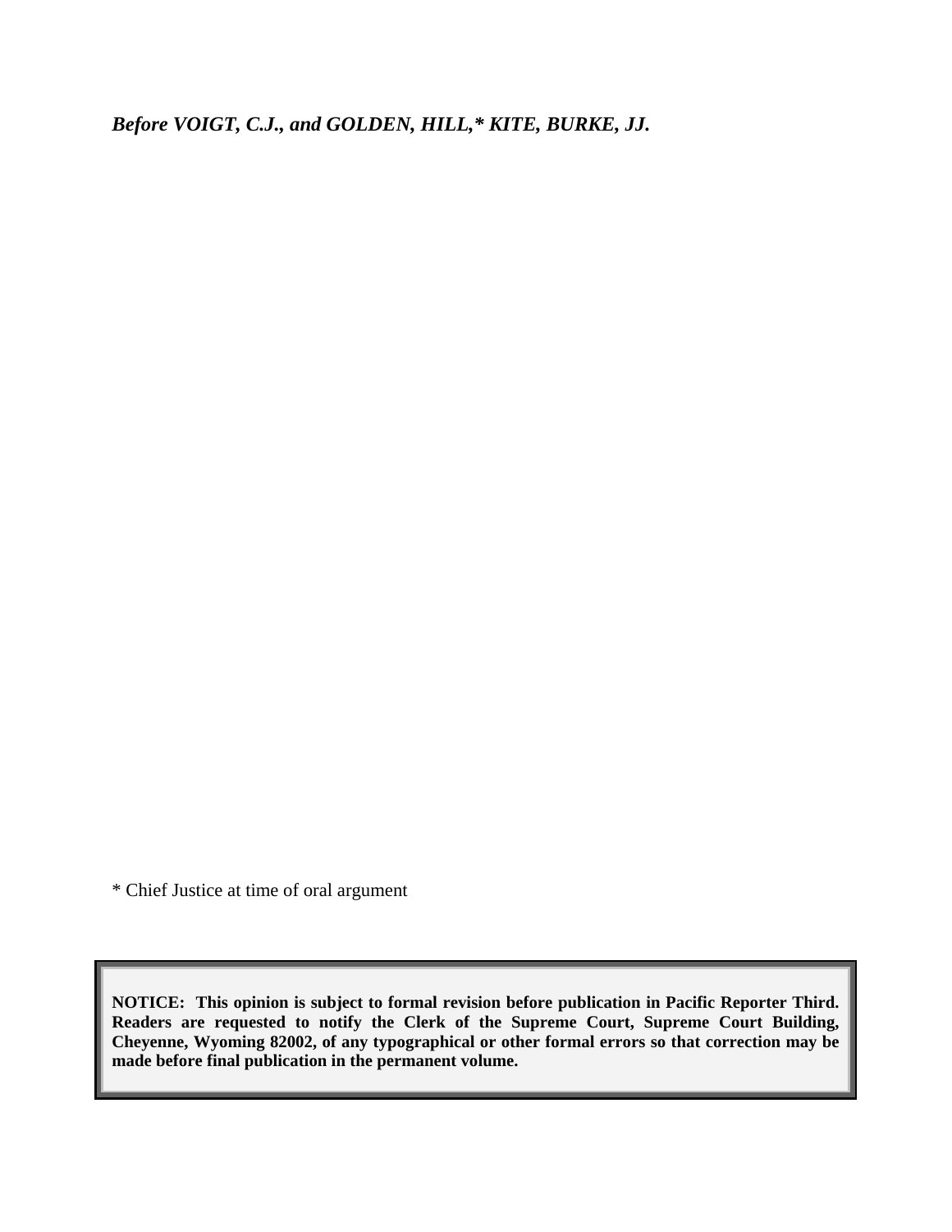***Before VOIGT, C.J., and GOLDEN, HILL,* KITE, BURKE, JJ.***

* Chief Justice at time of oral argument

**NOTICE: This opinion is subject to formal revision before publication in Pacific Reporter Third. Readers are requested to notify the Clerk of the Supreme Court, Supreme Court Building, Cheyenne, Wyoming 82002, of any typographical or other formal errors so that correction may be made before final publication in the permanent volume.**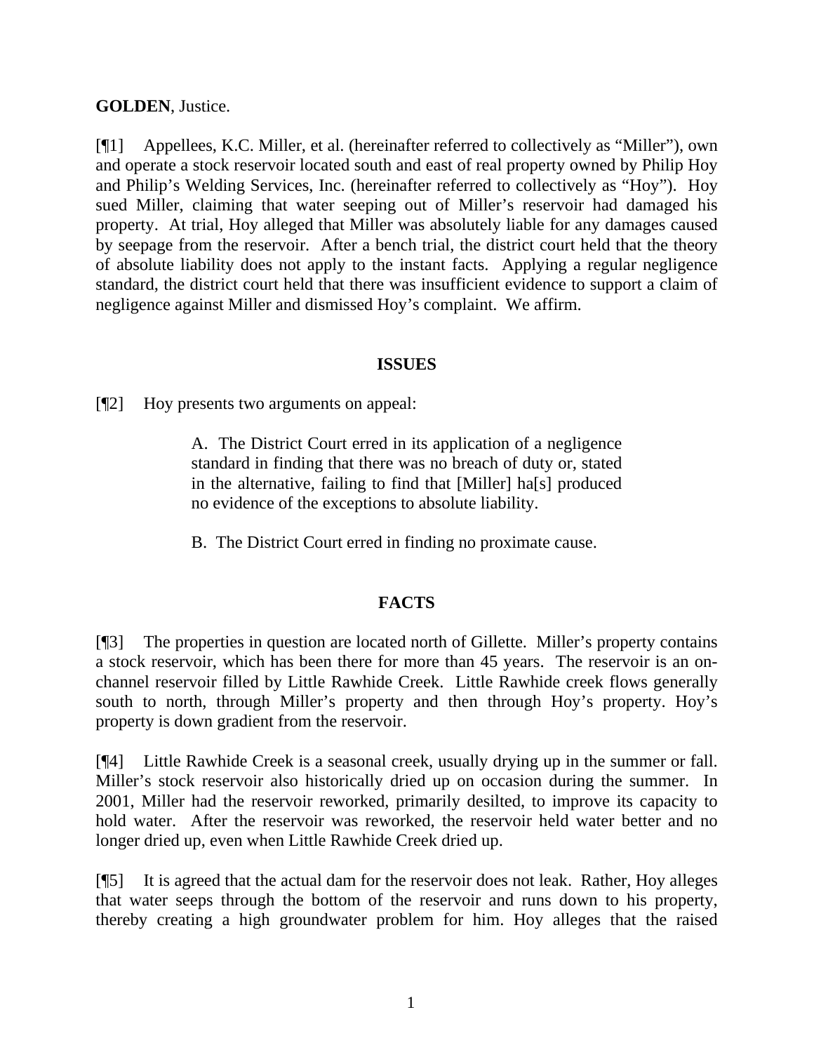**GOLDEN**, Justice.

[¶1] Appellees, K.C. Miller, et al. (hereinafter referred to collectively as "Miller"), own and operate a stock reservoir located south and east of real property owned by Philip Hoy and Philip's Welding Services, Inc. (hereinafter referred to collectively as "Hoy"). Hoy sued Miller, claiming that water seeping out of Miller's reservoir had damaged his property. At trial, Hoy alleged that Miller was absolutely liable for any damages caused by seepage from the reservoir. After a bench trial, the district court held that the theory of absolute liability does not apply to the instant facts. Applying a regular negligence standard, the district court held that there was insufficient evidence to support a claim of negligence against Miller and dismissed Hoy's complaint. We affirm.

## ISSUES

[¶2] Hoy presents two arguments on appeal:

> A. The District Court erred in its application of a negligence standard in finding that there was no breach of duty or, stated in the alternative, failing to find that [Miller] ha[s] produced no evidence of the exceptions to absolute liability.
>
> B. The District Court erred in finding no proximate cause.

## FACTS

[¶3] The properties in question are located north of Gillette. Miller's property contains a stock reservoir, which has been there for more than 45 years. The reservoir is an on-channel reservoir filled by Little Rawhide Creek. Little Rawhide creek flows generally south to north, through Miller's property and then through Hoy's property. Hoy's property is down gradient from the reservoir.

[¶4] Little Rawhide Creek is a seasonal creek, usually drying up in the summer or fall. Miller's stock reservoir also historically dried up on occasion during the summer. In 2001, Miller had the reservoir reworked, primarily desilted, to improve its capacity to hold water. After the reservoir was reworked, the reservoir held water better and no longer dried up, even when Little Rawhide Creek dried up.

[¶5] It is agreed that the actual dam for the reservoir does not leak. Rather, Hoy alleges that water seeps through the bottom of the reservoir and runs down to his property, thereby creating a high groundwater problem for him. Hoy alleges that the raised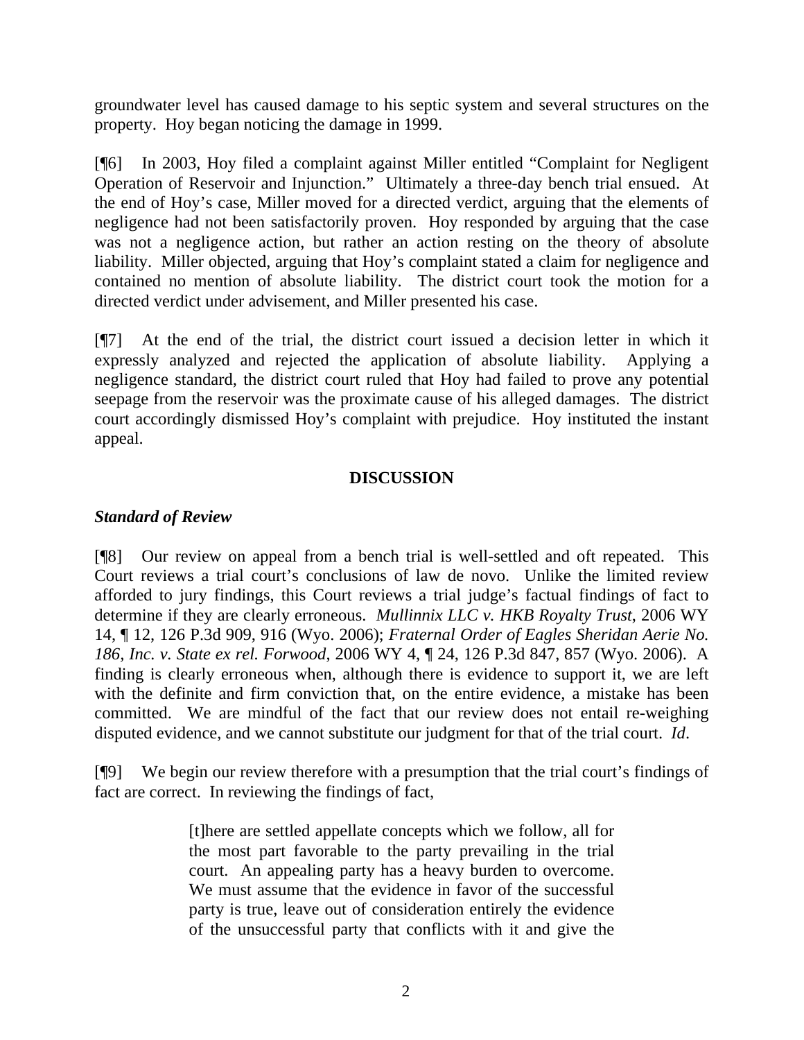groundwater level has caused damage to his septic system and several structures on the property. Hoy began noticing the damage in 1999.

[¶6] In 2003, Hoy filed a complaint against Miller entitled "Complaint for Negligent Operation of Reservoir and Injunction." Ultimately a three-day bench trial ensued. At the end of Hoy's case, Miller moved for a directed verdict, arguing that the elements of negligence had not been satisfactorily proven. Hoy responded by arguing that the case was not a negligence action, but rather an action resting on the theory of absolute liability. Miller objected, arguing that Hoy's complaint stated a claim for negligence and contained no mention of absolute liability. The district court took the motion for a directed verdict under advisement, and Miller presented his case.

[¶7] At the end of the trial, the district court issued a decision letter in which it expressly analyzed and rejected the application of absolute liability. Applying a negligence standard, the district court ruled that Hoy had failed to prove any potential seepage from the reservoir was the proximate cause of his alleged damages. The district court accordingly dismissed Hoy's complaint with prejudice. Hoy instituted the instant appeal.

## DISCUSSION

### *Standard of Review*

[¶8] Our review on appeal from a bench trial is well-settled and oft repeated. This Court reviews a trial court's conclusions of law de novo. Unlike the limited review afforded to jury findings, this Court reviews a trial judge's factual findings of fact to determine if they are clearly erroneous. *Mullinnix LLC v. HKB Royalty Trust*, 2006 WY 14, ¶ 12, 126 P.3d 909, 916 (Wyo. 2006); *Fraternal Order of Eagles Sheridan Aerie No. 186, Inc. v. State ex rel. Forwood*, 2006 WY 4, ¶ 24, 126 P.3d 847, 857 (Wyo. 2006). A finding is clearly erroneous when, although there is evidence to support it, we are left with the definite and firm conviction that, on the entire evidence, a mistake has been committed. We are mindful of the fact that our review does not entail re-weighing disputed evidence, and we cannot substitute our judgment for that of the trial court. *Id*.

[¶9] We begin our review therefore with a presumption that the trial court's findings of fact are correct. In reviewing the findings of fact,

> [t]here are settled appellate concepts which we follow, all for the most part favorable to the party prevailing in the trial court. An appealing party has a heavy burden to overcome. We must assume that the evidence in favor of the successful party is true, leave out of consideration entirely the evidence of the unsuccessful party that conflicts with it and give the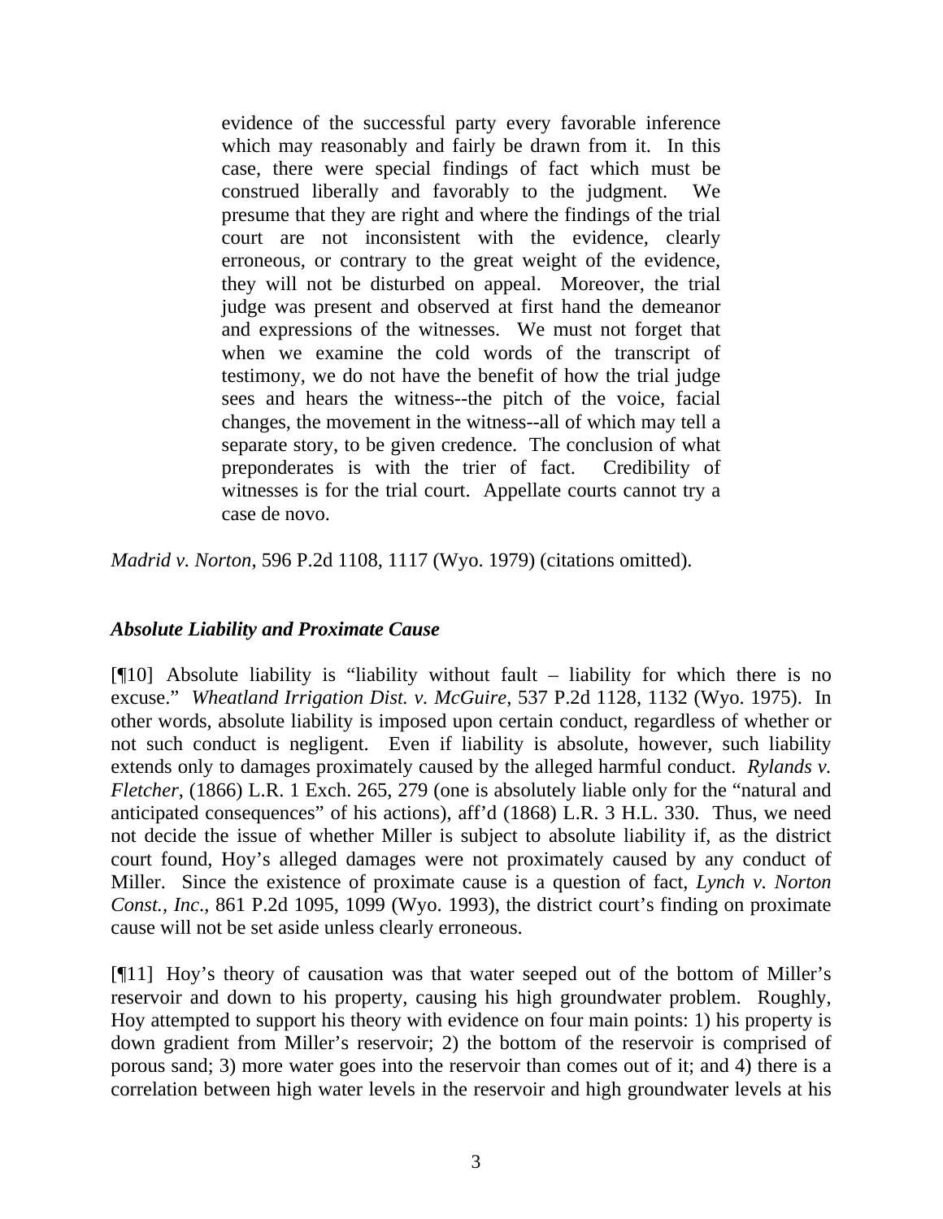> evidence of the successful party every favorable inference which may reasonably and fairly be drawn from it. In this case, there were special findings of fact which must be construed liberally and favorably to the judgment. We presume that they are right and where the findings of the trial court are not inconsistent with the evidence, clearly erroneous, or contrary to the great weight of the evidence, they will not be disturbed on appeal. Moreover, the trial judge was present and observed at first hand the demeanor and expressions of the witnesses. We must not forget that when we examine the cold words of the transcript of testimony, we do not have the benefit of how the trial judge sees and hears the witness--the pitch of the voice, facial changes, the movement in the witness--all of which may tell a separate story, to be given credence. The conclusion of what preponderates is with the trier of fact. Credibility of witnesses is for the trial court. Appellate courts cannot try a case de novo.

*Madrid v. Norton*, 596 P.2d 1108, 1117 (Wyo. 1979) (citations omitted).

***Absolute Liability and Proximate Cause***

[¶10] Absolute liability is "liability without fault – liability for which there is no excuse." *Wheatland Irrigation Dist. v. McGuire*, 537 P.2d 1128, 1132 (Wyo. 1975). In other words, absolute liability is imposed upon certain conduct, regardless of whether or not such conduct is negligent. Even if liability is absolute, however, such liability extends only to damages proximately caused by the alleged harmful conduct. *Rylands v. Fletcher*, (1866) L.R. 1 Exch. 265, 279 (one is absolutely liable only for the "natural and anticipated consequences" of his actions), aff'd (1868) L.R. 3 H.L. 330. Thus, we need not decide the issue of whether Miller is subject to absolute liability if, as the district court found, Hoy's alleged damages were not proximately caused by any conduct of Miller. Since the existence of proximate cause is a question of fact, *Lynch v. Norton Const., Inc*., 861 P.2d 1095, 1099 (Wyo. 1993), the district court's finding on proximate cause will not be set aside unless clearly erroneous.

[¶11] Hoy's theory of causation was that water seeped out of the bottom of Miller's reservoir and down to his property, causing his high groundwater problem. Roughly, Hoy attempted to support his theory with evidence on four main points: 1) his property is down gradient from Miller's reservoir; 2) the bottom of the reservoir is comprised of porous sand; 3) more water goes into the reservoir than comes out of it; and 4) there is a correlation between high water levels in the reservoir and high groundwater levels at his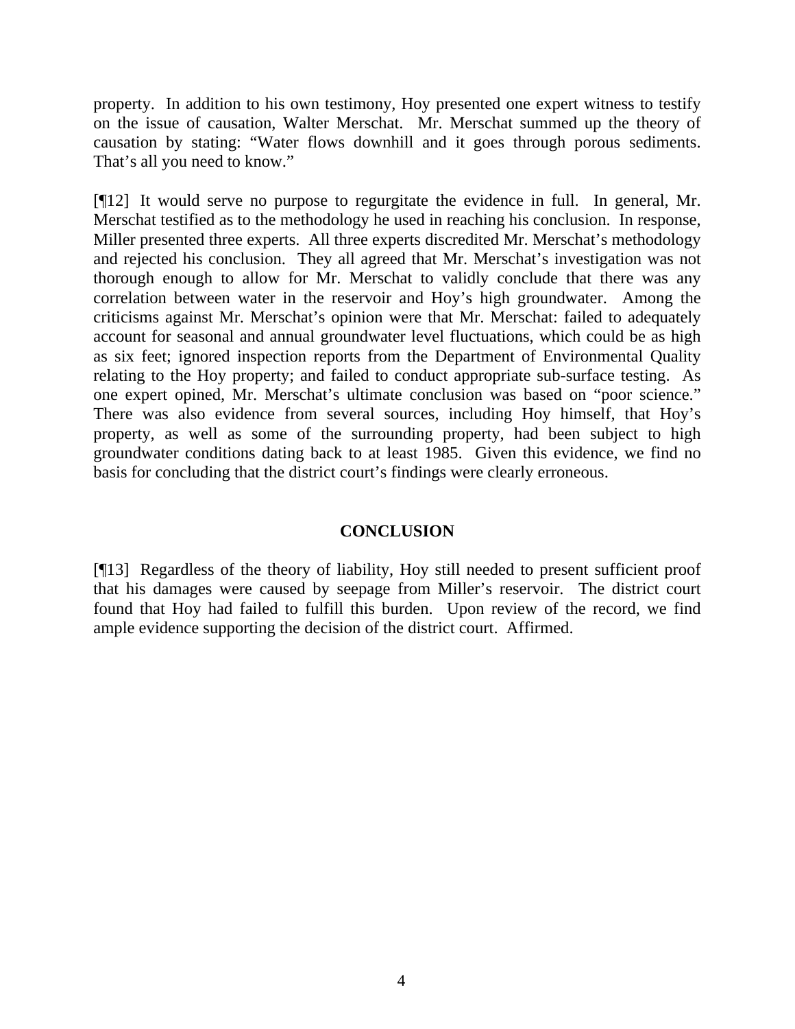property. In addition to his own testimony, Hoy presented one expert witness to testify on the issue of causation, Walter Merschat. Mr. Merschat summed up the theory of causation by stating: "Water flows downhill and it goes through porous sediments. That's all you need to know."

[¶12] It would serve no purpose to regurgitate the evidence in full. In general, Mr. Merschat testified as to the methodology he used in reaching his conclusion. In response, Miller presented three experts. All three experts discredited Mr. Merschat's methodology and rejected his conclusion. They all agreed that Mr. Merschat's investigation was not thorough enough to allow for Mr. Merschat to validly conclude that there was any correlation between water in the reservoir and Hoy's high groundwater. Among the criticisms against Mr. Merschat's opinion were that Mr. Merschat: failed to adequately account for seasonal and annual groundwater level fluctuations, which could be as high as six feet; ignored inspection reports from the Department of Environmental Quality relating to the Hoy property; and failed to conduct appropriate sub-surface testing. As one expert opined, Mr. Merschat's ultimate conclusion was based on "poor science." There was also evidence from several sources, including Hoy himself, that Hoy's property, as well as some of the surrounding property, had been subject to high groundwater conditions dating back to at least 1985. Given this evidence, we find no basis for concluding that the district court's findings were clearly erroneous.

## CONCLUSION

[¶13] Regardless of the theory of liability, Hoy still needed to present sufficient proof that his damages were caused by seepage from Miller's reservoir. The district court found that Hoy had failed to fulfill this burden. Upon review of the record, we find ample evidence supporting the decision of the district court. Affirmed.